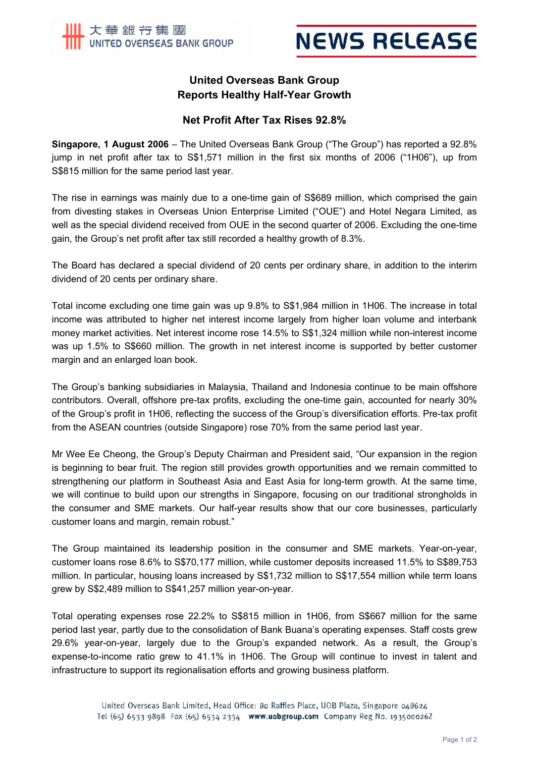大華銀行集團
UNITED OVERSEAS BANK GROUP

**NEWS RELEASE**

# United Overseas Bank Group Reports Healthy Half-Year Growth

## Net Profit After Tax Rises 92.8%

**Singapore, 1 August 2006** – The United Overseas Bank Group ("The Group") has reported a 92.8% jump in net profit after tax to S$1,571 million in the first six months of 2006 ("1H06"), up from S$815 million for the same period last year.

The rise in earnings was mainly due to a one-time gain of S$689 million, which comprised the gain from divesting stakes in Overseas Union Enterprise Limited ("OUE") and Hotel Negara Limited, as well as the special dividend received from OUE in the second quarter of 2006. Excluding the one-time gain, the Group's net profit after tax still recorded a healthy growth of 8.3%.

The Board has declared a special dividend of 20 cents per ordinary share, in addition to the interim dividend of 20 cents per ordinary share.

Total income excluding one time gain was up 9.8% to S$1,984 million in 1H06. The increase in total income was attributed to higher net interest income largely from higher loan volume and interbank money market activities. Net interest income rose 14.5% to S$1,324 million while non-interest income was up 1.5% to S$660 million. The growth in net interest income is supported by better customer margin and an enlarged loan book.

The Group's banking subsidiaries in Malaysia, Thailand and Indonesia continue to be main offshore contributors. Overall, offshore pre-tax profits, excluding the one-time gain, accounted for nearly 30% of the Group's profit in 1H06, reflecting the success of the Group's diversification efforts. Pre-tax profit from the ASEAN countries (outside Singapore) rose 70% from the same period last year.

Mr Wee Ee Cheong, the Group's Deputy Chairman and President said, "Our expansion in the region is beginning to bear fruit. The region still provides growth opportunities and we remain committed to strengthening our platform in Southeast Asia and East Asia for long-term growth. At the same time, we will continue to build upon our strengths in Singapore, focusing on our traditional strongholds in the consumer and SME markets. Our half-year results show that our core businesses, particularly customer loans and margin, remain robust."

The Group maintained its leadership position in the consumer and SME markets. Year-on-year, customer loans rose 8.6% to S$70,177 million, while customer deposits increased 11.5% to S$89,753 million. In particular, housing loans increased by S$1,732 million to S$17,554 million while term loans grew by S$2,489 million to S$41,257 million year-on-year.

Total operating expenses rose 22.2% to S$815 million in 1H06, from S$667 million for the same period last year, partly due to the consolidation of Bank Buana's operating expenses. Staff costs grew 29.6% year-on-year, largely due to the Group's expanded network. As a result, the Group's expense-to-income ratio grew to 41.1% in 1H06. The Group will continue to invest in talent and infrastructure to support its regionalisation efforts and growing business platform.

United Overseas Bank Limited, Head Office: 80 Raffles Place, UOB Plaza, Singapore 048624
Tel (65) 6533 9898 Fax (65) 6534 2334 **www.uobgroup.com** Company Reg No. 193500026Z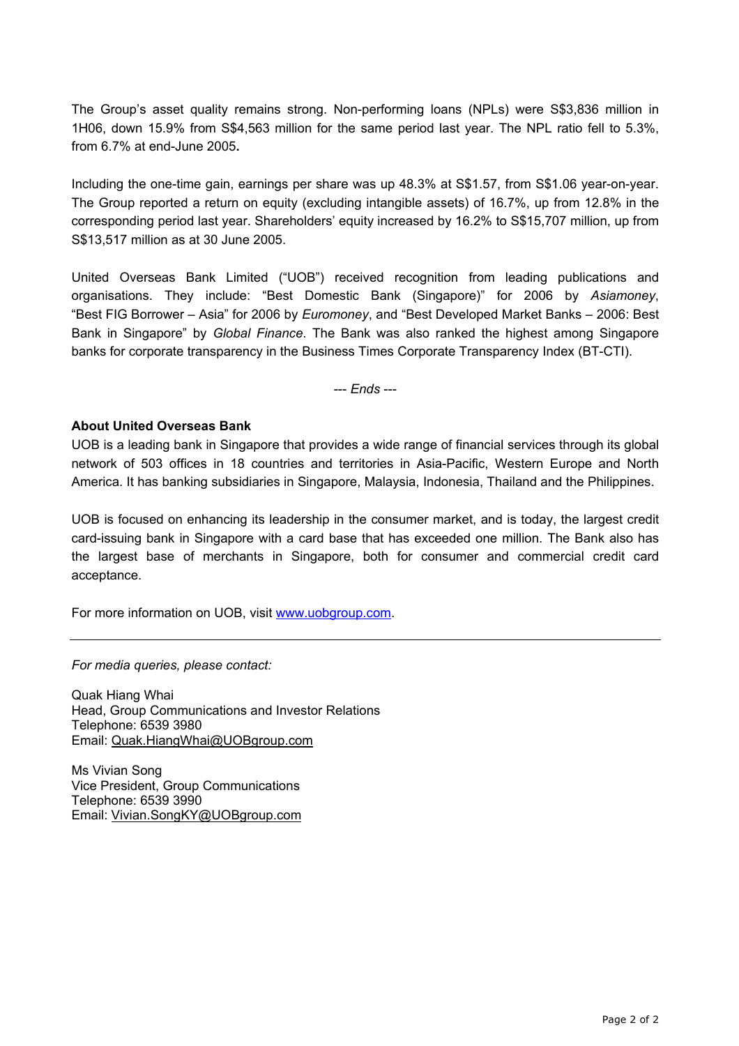The Group's asset quality remains strong. Non-performing loans (NPLs) were S$3,836 million in 1H06, down 15.9% from S$4,563 million for the same period last year. The NPL ratio fell to 5.3%, from 6.7% at end-June 2005**.**

Including the one-time gain, earnings per share was up 48.3% at S$1.57, from S$1.06 year-on-year. The Group reported a return on equity (excluding intangible assets) of 16.7%, up from 12.8% in the corresponding period last year. Shareholders' equity increased by 16.2% to S$15,707 million, up from S$13,517 million as at 30 June 2005.

United Overseas Bank Limited ("UOB") received recognition from leading publications and organisations. They include: "Best Domestic Bank (Singapore)" for 2006 by *Asiamoney*, "Best FIG Borrower – Asia" for 2006 by *Euromoney*, and "Best Developed Market Banks – 2006: Best Bank in Singapore" by *Global Finance*. The Bank was also ranked the highest among Singapore banks for corporate transparency in the Business Times Corporate Transparency Index (BT-CTI).

*--- Ends ---*

**About United Overseas Bank**

UOB is a leading bank in Singapore that provides a wide range of financial services through its global network of 503 offices in 18 countries and territories in Asia-Pacific, Western Europe and North America. It has banking subsidiaries in Singapore, Malaysia, Indonesia, Thailand and the Philippines.

UOB is focused on enhancing its leadership in the consumer market, and is today, the largest credit card-issuing bank in Singapore with a card base that has exceeded one million. The Bank also has the largest base of merchants in Singapore, both for consumer and commercial credit card acceptance.

For more information on UOB, visit www.uobgroup.com.

---

*For media queries, please contact:*

Quak Hiang Whai
Head, Group Communications and Investor Relations
Telephone: 6539 3980
Email: Quak.HiangWhai@UOBgroup.com

Ms Vivian Song
Vice President, Group Communications
Telephone: 6539 3990
Email: Vivian.SongKY@UOBgroup.com